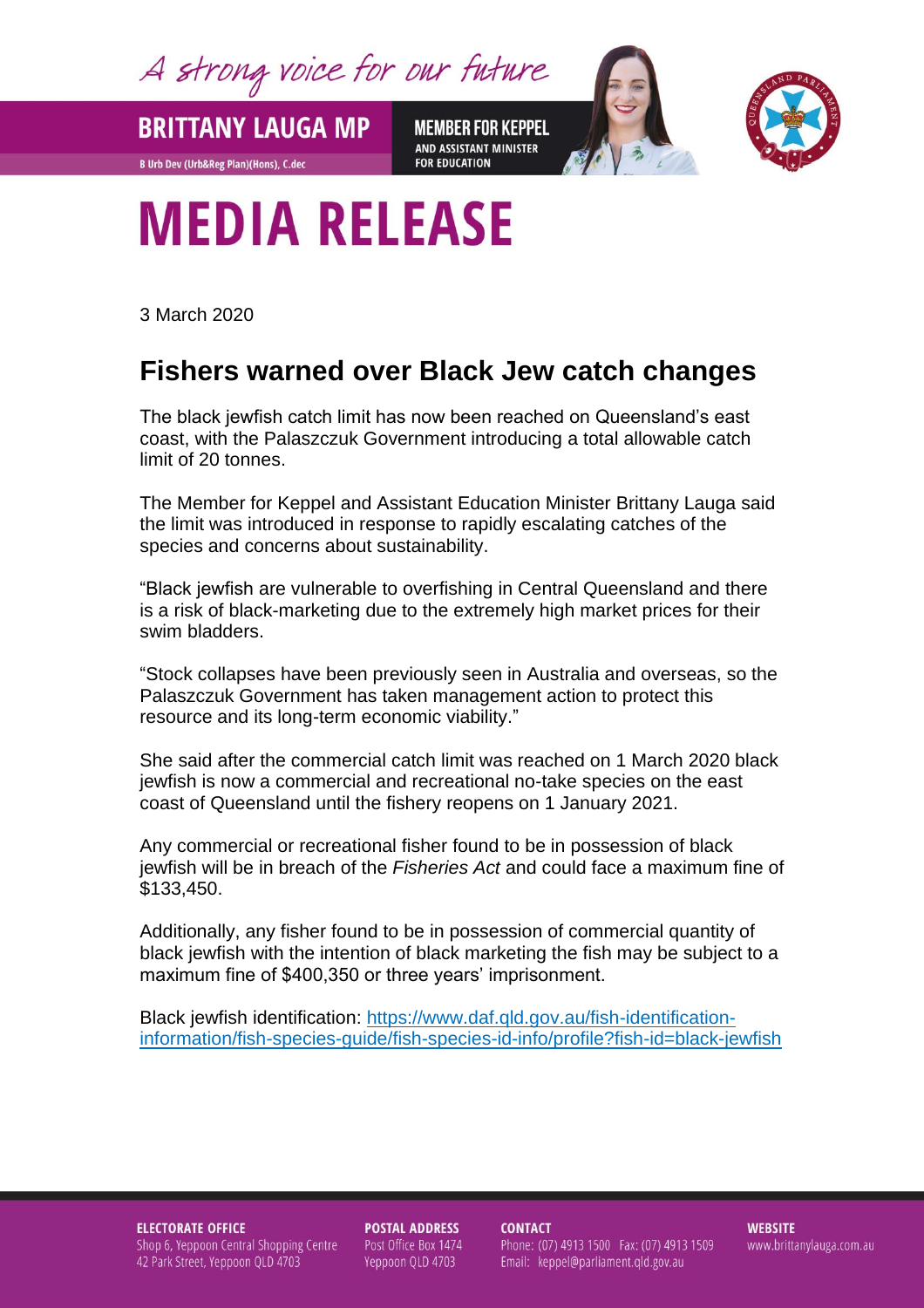A strong voice for our future

**BRITTANY LAUGA MP**

B Urb Dev (Urb&Reg Plan)(Hons), C.dec

**MEMBER FOR KEPPEL**
AND ASSISTANT MINISTER FOR EDUCATION

# MEDIA RELEASE

3 March 2020

## Fishers warned over Black Jew catch changes

The black jewfish catch limit has now been reached on Queensland's east coast, with the Palaszczuk Government introducing a total allowable catch limit of 20 tonnes.

The Member for Keppel and Assistant Education Minister Brittany Lauga said the limit was introduced in response to rapidly escalating catches of the species and concerns about sustainability.

"Black jewfish are vulnerable to overfishing in Central Queensland and there is a risk of black-marketing due to the extremely high market prices for their swim bladders.

"Stock collapses have been previously seen in Australia and overseas, so the Palaszczuk Government has taken management action to protect this resource and its long-term economic viability."

She said after the commercial catch limit was reached on 1 March 2020 black jewfish is now a commercial and recreational no-take species on the east coast of Queensland until the fishery reopens on 1 January 2021.

Any commercial or recreational fisher found to be in possession of black jewfish will be in breach of the *Fisheries Act* and could face a maximum fine of $133,450.

Additionally, any fisher found to be in possession of commercial quantity of black jewfish with the intention of black marketing the fish may be subject to a maximum fine of $400,350 or three years' imprisonment.

Black jewfish identification: [https://www.daf.qld.gov.au/fish-identification-information/fish-species-guide/fish-species-id-info/profile?fish-id=black-jewfish](https://www.daf.qld.gov.au/fish-identification-information/fish-species-guide/fish-species-id-info/profile?fish-id=black-jewfish)

**ELECTORATE OFFICE**
Shop 6, Yeppoon Central Shopping Centre
42 Park Street, Yeppoon QLD 4703

**POSTAL ADDRESS**
Post Office Box 1474
Yeppoon QLD 4703

**CONTACT**
Phone: (07) 4913 1500 Fax: (07) 4913 1509
Email: keppel@parliament.qld.gov.au

**WEBSITE**
www.brittanylauga.com.au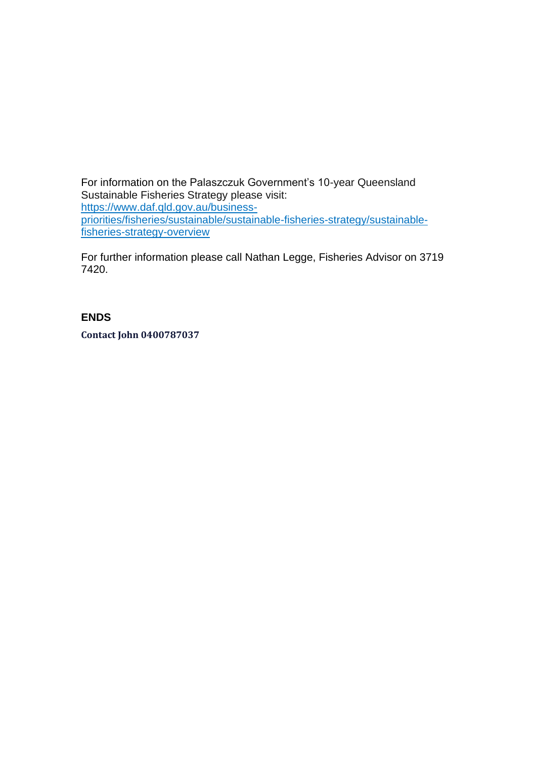For information on the Palaszczuk Government's 10-year Queensland Sustainable Fisheries Strategy please visit: [https://www.daf.qld.gov.au/business-priorities/fisheries/sustainable/sustainable-fisheries-strategy/sustainable-fisheries-strategy-overview](https://www.daf.qld.gov.au/business-priorities/fisheries/sustainable/sustainable-fisheries-strategy/sustainable-fisheries-strategy-overview)

For further information please call Nathan Legge, Fisheries Advisor on 3719 7420.

**ENDS**

**Contact John 0400787037**